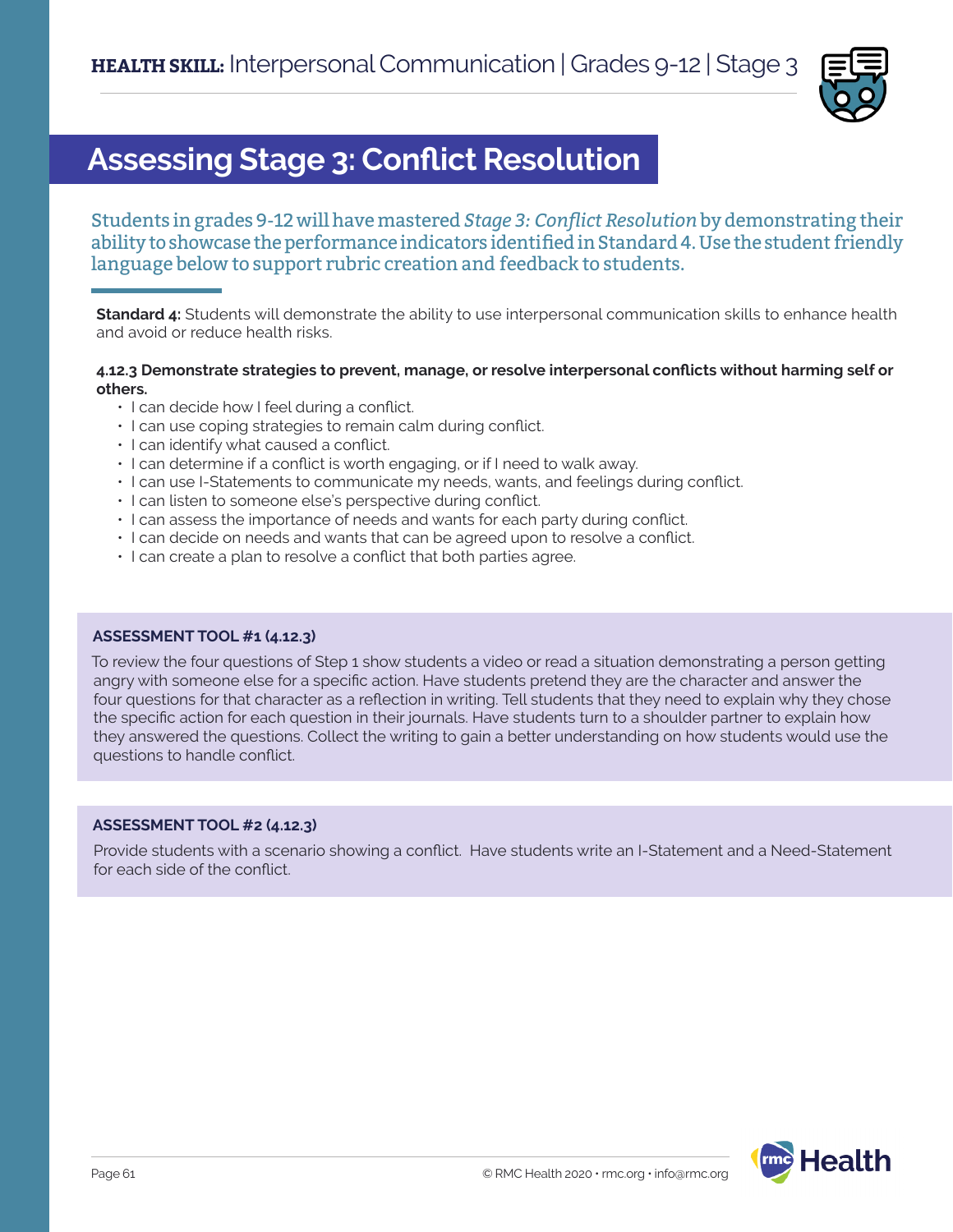**HEALTH SKILL:** Interpersonal Communication | Grades 9-12 | Stage 3

# Assessing Stage 3: Conflict Resolution

Students in grades 9-12 will have mastered *Stage 3: Conflict Resolution* by demonstrating their ability to showcase the performance indicators identified in Standard 4. Use the student friendly language below to support rubric creation and feedback to students.

**Standard 4:** Students will demonstrate the ability to use interpersonal communication skills to enhance health and avoid or reduce health risks.

**4.12.3 Demonstrate strategies to prevent, manage, or resolve interpersonal conflicts without harming self or others.**

- I can decide how I feel during a conflict.
- I can use coping strategies to remain calm during conflict.
- I can identify what caused a conflict.
- I can determine if a conflict is worth engaging, or if I need to walk away.
- I can use I-Statements to communicate my needs, wants, and feelings during conflict.
- I can listen to someone else's perspective during conflict.
- I can assess the importance of needs and wants for each party during conflict.
- I can decide on needs and wants that can be agreed upon to resolve a conflict.
- I can create a plan to resolve a conflict that both parties agree.

**ASSESSMENT TOOL #1 (4.12.3)**

To review the four questions of Step 1 show students a video or read a situation demonstrating a person getting angry with someone else for a specific action. Have students pretend they are the character and answer the four questions for that character as a reflection in writing. Tell students that they need to explain why they chose the specific action for each question in their journals. Have students turn to a shoulder partner to explain how they answered the questions. Collect the writing to gain a better understanding on how students would use the questions to handle conflict.

**ASSESSMENT TOOL #2 (4.12.3)**

Provide students with a scenario showing a conflict. Have students write an I-Statement and a Need-Statement for each side of the conflict.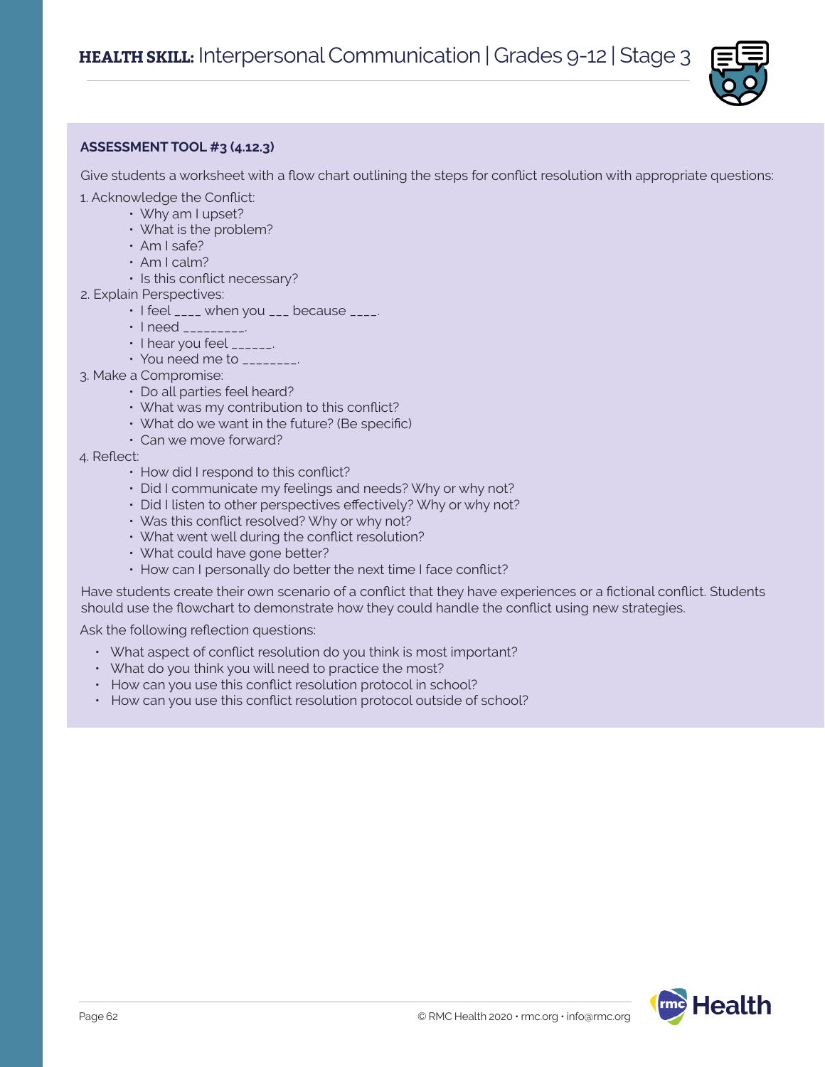**ASSESSMENT TOOL #3 (4.12.3)**

Give students a worksheet with a flow chart outlining the steps for conflict resolution with appropriate questions:

1. Acknowledge the Conflict:
   - Why am I upset?
   - What is the problem?
   - Am I safe?
   - Am I calm?
   - Is this conflict necessary?
2. Explain Perspectives:
   - I feel ____ when you ___ because ____.
   - I need _________.
   - I hear you feel ______.
   - You need me to ________.
3. Make a Compromise:
   - Do all parties feel heard?
   - What was my contribution to this conflict?
   - What do we want in the future? (Be specific)
   - Can we move forward?
4. Reflect:
   - How did I respond to this conflict?
   - Did I communicate my feelings and needs? Why or why not?
   - Did I listen to other perspectives effectively? Why or why not?
   - Was this conflict resolved? Why or why not?
   - What went well during the conflict resolution?
   - What could have gone better?
   - How can I personally do better the next time I face conflict?

Have students create their own scenario of a conflict that they have experiences or a fictional conflict. Students should use the flowchart to demonstrate how they could handle the conflict using new strategies.

Ask the following reflection questions:

- What aspect of conflict resolution do you think is most important?
- What do you think you will need to practice the most?
- How can you use this conflict resolution protocol in school?
- How can you use this conflict resolution protocol outside of school?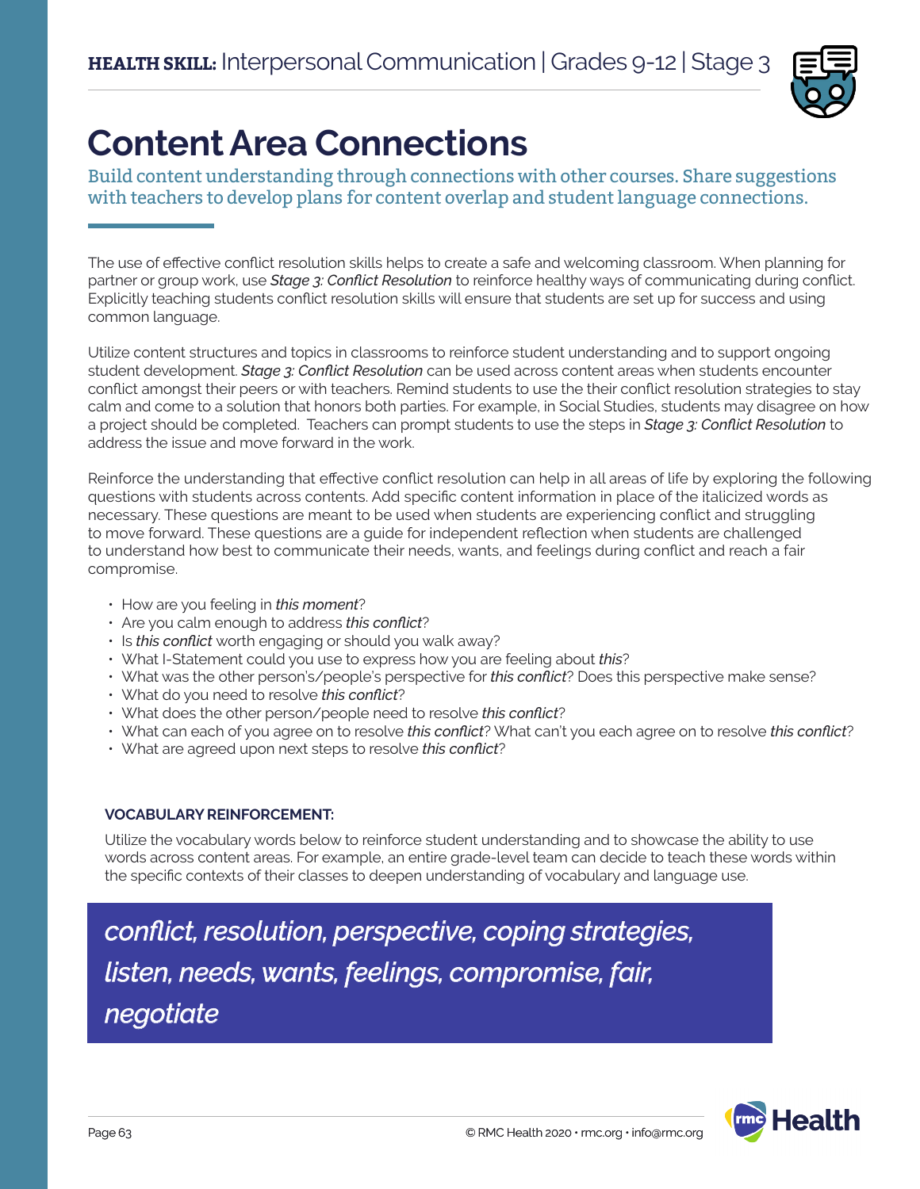**HEALTH SKILL:** Interpersonal Communication | Grades 9-12 | Stage 3

# Content Area Connections

Build content understanding through connections with other courses. Share suggestions with teachers to develop plans for content overlap and student language connections.

The use of effective conflict resolution skills helps to create a safe and welcoming classroom. When planning for partner or group work, use *Stage 3: Conflict Resolution* to reinforce healthy ways of communicating during conflict. Explicitly teaching students conflict resolution skills will ensure that students are set up for success and using common language.

Utilize content structures and topics in classrooms to reinforce student understanding and to support ongoing student development. *Stage 3: Conflict Resolution* can be used across content areas when students encounter conflict amongst their peers or with teachers. Remind students to use the their conflict resolution strategies to stay calm and come to a solution that honors both parties. For example, in Social Studies, students may disagree on how a project should be completed. Teachers can prompt students to use the steps in *Stage 3: Conflict Resolution* to address the issue and move forward in the work.

Reinforce the understanding that effective conflict resolution can help in all areas of life by exploring the following questions with students across contents. Add specific content information in place of the italicized words as necessary. These questions are meant to be used when students are experiencing conflict and struggling to move forward. These questions are a guide for independent reflection when students are challenged to understand how best to communicate their needs, wants, and feelings during conflict and reach a fair compromise.

- How are you feeling in *this moment*?
- Are you calm enough to address *this conflict*?
- Is *this conflict* worth engaging or should you walk away?
- What I-Statement could you use to express how you are feeling about *this*?
- What was the other person's/people's perspective for *this conflict*? Does this perspective make sense?
- What do you need to resolve *this conflict*?
- What does the other person/people need to resolve *this conflict*?
- What can each of you agree on to resolve *this conflict*? What can't you each agree on to resolve *this conflict*?
- What are agreed upon next steps to resolve *this conflict*?

**VOCABULARY REINFORCEMENT:**

Utilize the vocabulary words below to reinforce student understanding and to showcase the ability to use words across content areas. For example, an entire grade-level team can decide to teach these words within the specific contexts of their classes to deepen understanding of vocabulary and language use.

*conflict, resolution, perspective, coping strategies, listen, needs, wants, feelings, compromise, fair, negotiate*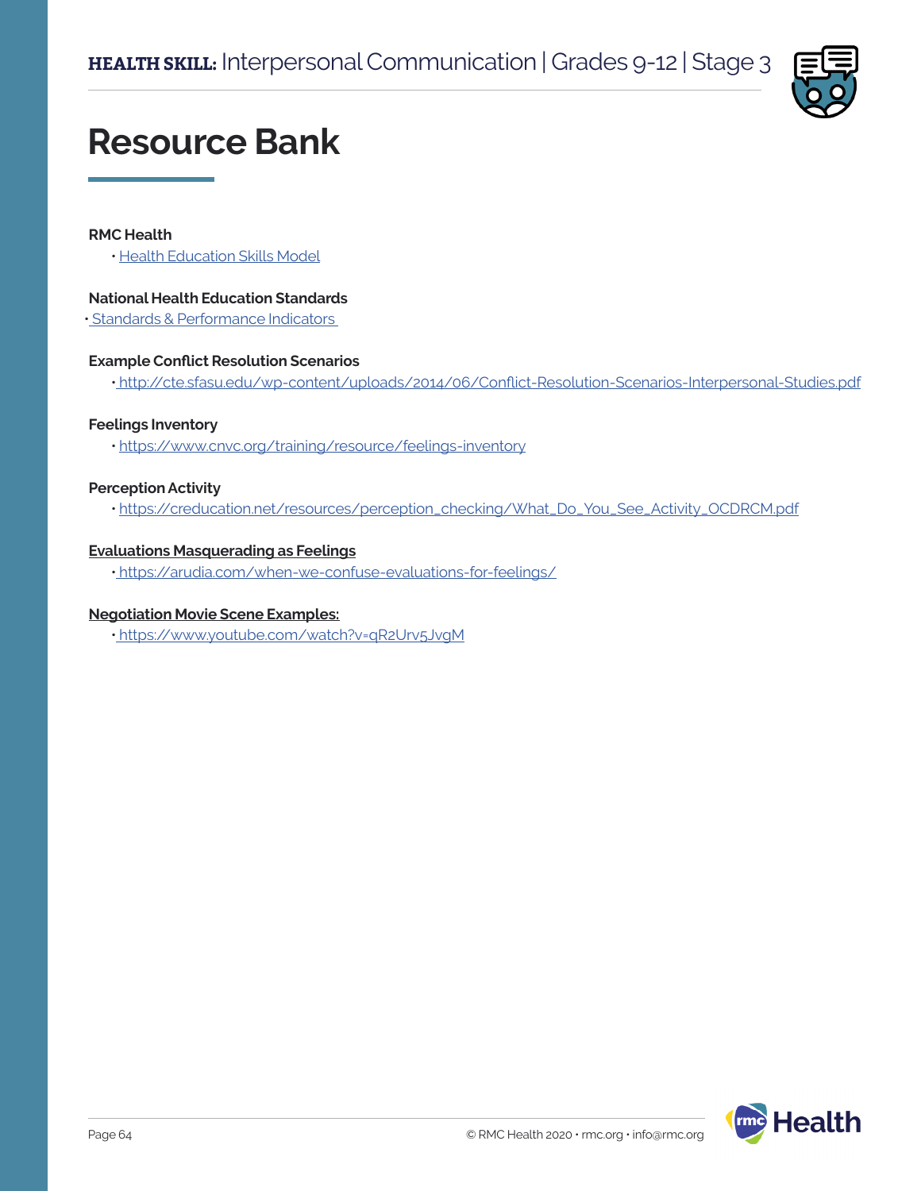# Resource Bank

**RMC Health**

- Health Education Skills Model

**National Health Education Standards**

- Standards & Performance Indicators

**Example Conflict Resolution Scenarios**

- http://cte.sfasu.edu/wp-content/uploads/2014/06/Conflict-Resolution-Scenarios-Interpersonal-Studies.pdf

**Feelings Inventory**

- https://www.cnvc.org/training/resource/feelings-inventory

**Perception Activity**

- https://creducation.net/resources/perception_checking/What_Do_You_See_Activity_OCDRCM.pdf

**Evaluations Masquerading as Feelings**

- https://arudia.com/when-we-confuse-evaluations-for-feelings/

**Negotiation Movie Scene Examples:**

- https://www.youtube.com/watch?v=qR2Urv5JvgM